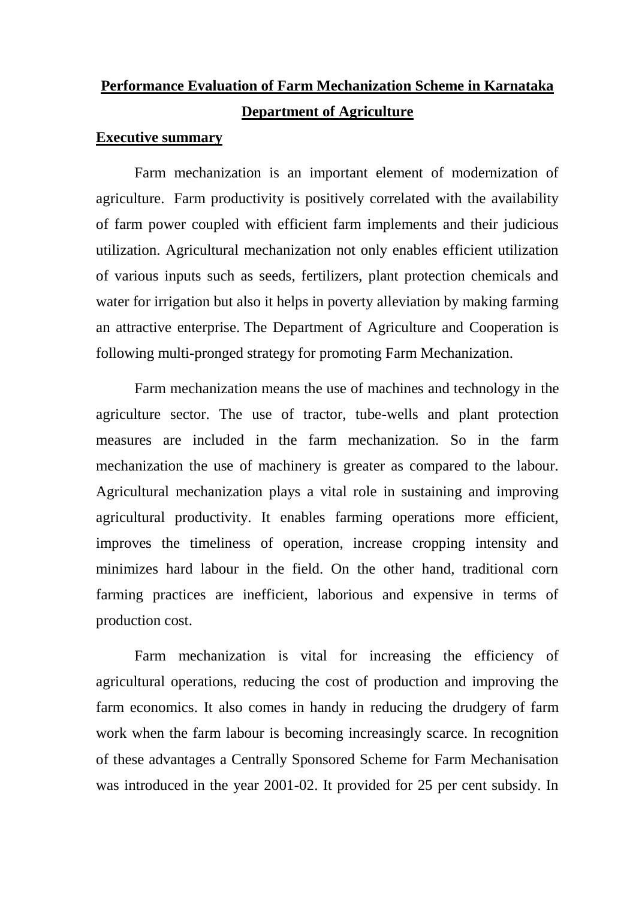# Performance Evaluation of Farm Mechanization Scheme in Karnataka

## Department of Agriculture

### Executive summary

Farm mechanization is an important element of modernization of agriculture. Farm productivity is positively correlated with the availability of farm power coupled with efficient farm implements and their judicious utilization. Agricultural mechanization not only enables efficient utilization of various inputs such as seeds, fertilizers, plant protection chemicals and water for irrigation but also it helps in poverty alleviation by making farming an attractive enterprise. The Department of Agriculture and Cooperation is following multi-pronged strategy for promoting Farm Mechanization.

Farm mechanization means the use of machines and technology in the agriculture sector. The use of tractor, tube-wells and plant protection measures are included in the farm mechanization. So in the farm mechanization the use of machinery is greater as compared to the labour. Agricultural mechanization plays a vital role in sustaining and improving agricultural productivity. It enables farming operations more efficient, improves the timeliness of operation, increase cropping intensity and minimizes hard labour in the field. On the other hand, traditional corn farming practices are inefficient, laborious and expensive in terms of production cost.

Farm mechanization is vital for increasing the efficiency of agricultural operations, reducing the cost of production and improving the farm economics. It also comes in handy in reducing the drudgery of farm work when the farm labour is becoming increasingly scarce. In recognition of these advantages a Centrally Sponsored Scheme for Farm Mechanisation was introduced in the year 2001-02. It provided for 25 per cent subsidy. In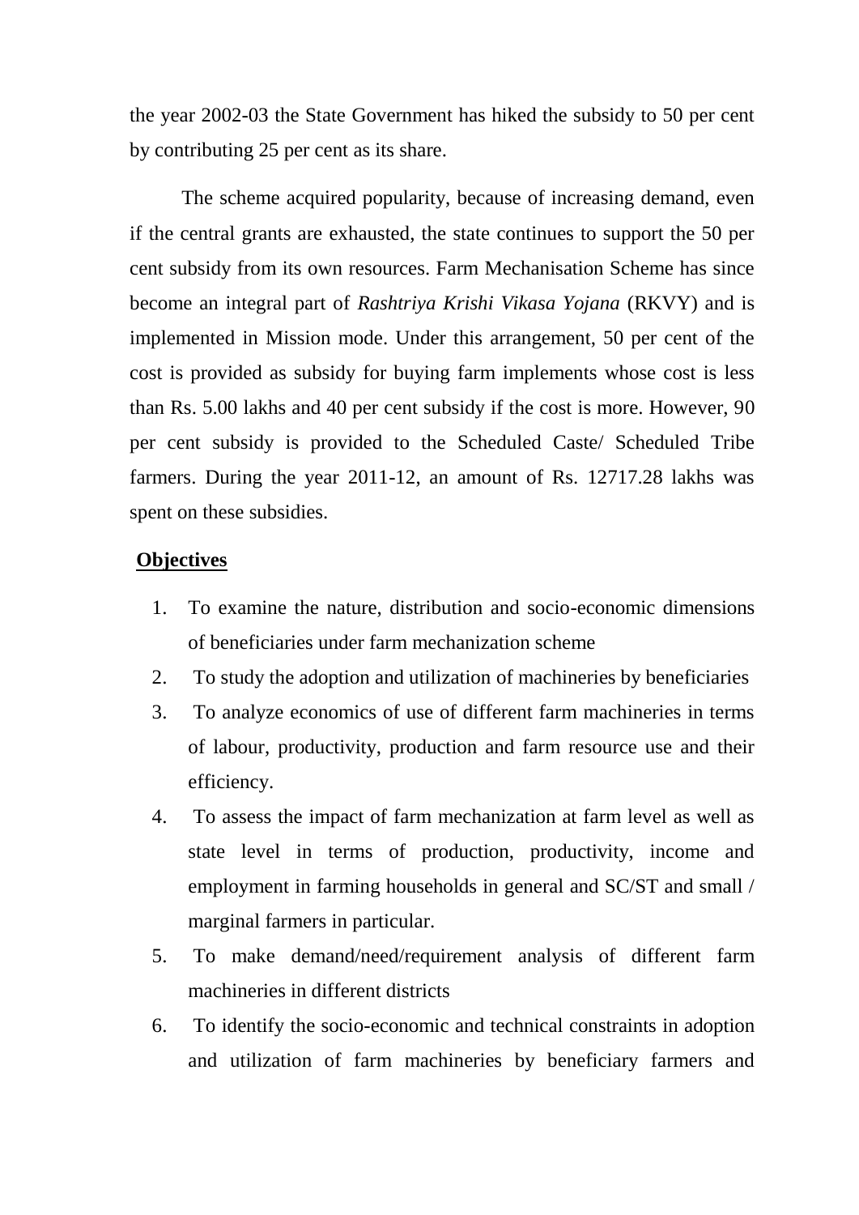the year 2002-03 the State Government has hiked the subsidy to 50 per cent by contributing 25 per cent as its share.

The scheme acquired popularity, because of increasing demand, even if the central grants are exhausted, the state continues to support the 50 per cent subsidy from its own resources. Farm Mechanisation Scheme has since become an integral part of *Rashtriya Krishi Vikasa Yojana* (RKVY) and is implemented in Mission mode. Under this arrangement, 50 per cent of the cost is provided as subsidy for buying farm implements whose cost is less than Rs. 5.00 lakhs and 40 per cent subsidy if the cost is more. However, 90 per cent subsidy is provided to the Scheduled Caste/ Scheduled Tribe farmers. During the year 2011-12, an amount of Rs. 12717.28 lakhs was spent on these subsidies.

**Objectives**

1. To examine the nature, distribution and socio-economic dimensions of beneficiaries under farm mechanization scheme
2. To study the adoption and utilization of machineries by beneficiaries
3. To analyze economics of use of different farm machineries in terms of labour, productivity, production and farm resource use and their efficiency.
4. To assess the impact of farm mechanization at farm level as well as state level in terms of production, productivity, income and employment in farming households in general and SC/ST and small / marginal farmers in particular.
5. To make demand/need/requirement analysis of different farm machineries in different districts
6. To identify the socio-economic and technical constraints in adoption and utilization of farm machineries by beneficiary farmers and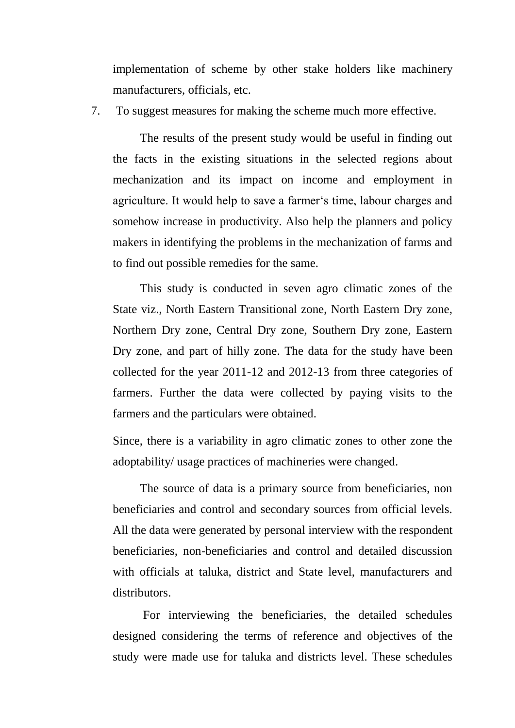implementation of scheme by other stake holders like machinery manufacturers, officials, etc.

7. To suggest measures for making the scheme much more effective.

The results of the present study would be useful in finding out the facts in the existing situations in the selected regions about mechanization and its impact on income and employment in agriculture. It would help to save a farmer‘s time, labour charges and somehow increase in productivity. Also help the planners and policy makers in identifying the problems in the mechanization of farms and to find out possible remedies for the same.

This study is conducted in seven agro climatic zones of the State viz., North Eastern Transitional zone, North Eastern Dry zone, Northern Dry zone, Central Dry zone, Southern Dry zone, Eastern Dry zone, and part of hilly zone. The data for the study have been collected for the year 2011-12 and 2012-13 from three categories of farmers. Further the data were collected by paying visits to the farmers and the particulars were obtained.

Since, there is a variability in agro climatic zones to other zone the adoptability/ usage practices of machineries were changed.

The source of data is a primary source from beneficiaries, non beneficiaries and control and secondary sources from official levels. All the data were generated by personal interview with the respondent beneficiaries, non-beneficiaries and control and detailed discussion with officials at taluka, district and State level, manufacturers and distributors.

For interviewing the beneficiaries, the detailed schedules designed considering the terms of reference and objectives of the study were made use for taluka and districts level. These schedules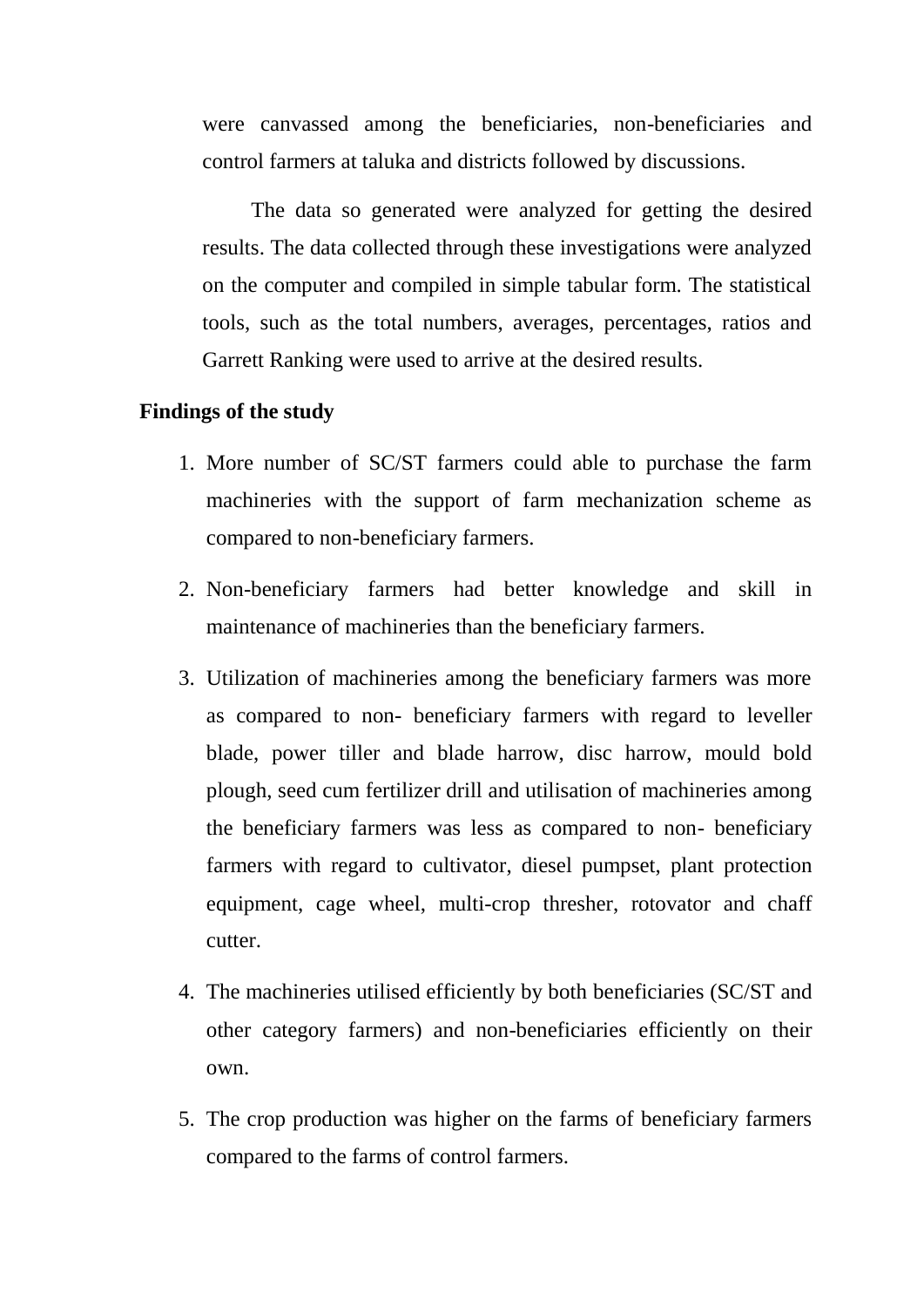were canvassed among the beneficiaries, non-beneficiaries and control farmers at taluka and districts followed by discussions.

The data so generated were analyzed for getting the desired results. The data collected through these investigations were analyzed on the computer and compiled in simple tabular form. The statistical tools, such as the total numbers, averages, percentages, ratios and Garrett Ranking were used to arrive at the desired results.

**Findings of the study**

1. More number of SC/ST farmers could able to purchase the farm machineries with the support of farm mechanization scheme as compared to non-beneficiary farmers.
2. Non-beneficiary farmers had better knowledge and skill in maintenance of machineries than the beneficiary farmers.
3. Utilization of machineries among the beneficiary farmers was more as compared to non- beneficiary farmers with regard to leveller blade, power tiller and blade harrow, disc harrow, mould bold plough, seed cum fertilizer drill and utilisation of machineries among the beneficiary farmers was less as compared to non- beneficiary farmers with regard to cultivator, diesel pumpset, plant protection equipment, cage wheel, multi-crop thresher, rotovator and chaff cutter.
4. The machineries utilised efficiently by both beneficiaries (SC/ST and other category farmers) and non-beneficiaries efficiently on their own.
5. The crop production was higher on the farms of beneficiary farmers compared to the farms of control farmers.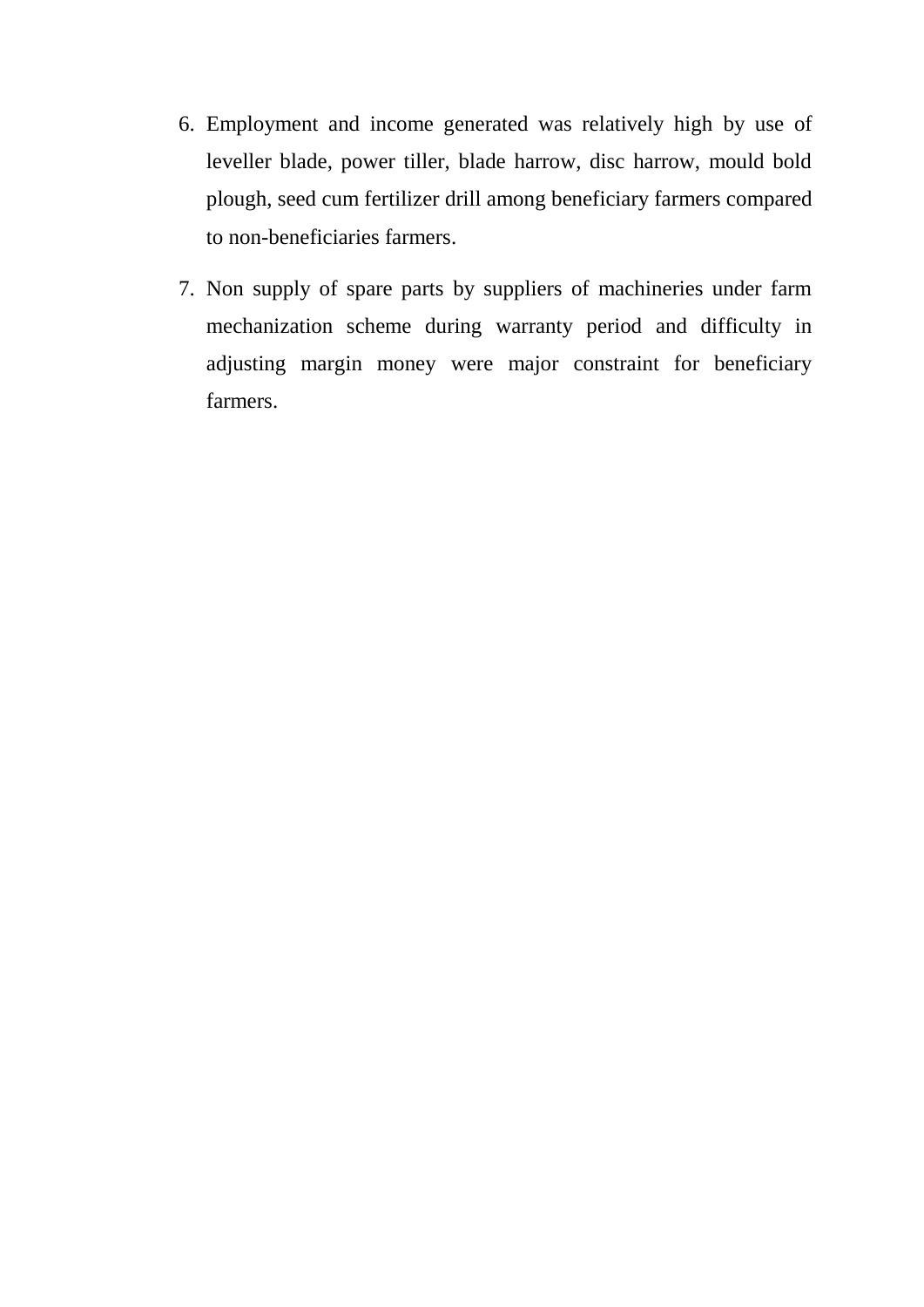6. Employment and income generated was relatively high by use of leveller blade, power tiller, blade harrow, disc harrow, mould bold plough, seed cum fertilizer drill among beneficiary farmers compared to non-beneficiaries farmers.
7. Non supply of spare parts by suppliers of machineries under farm mechanization scheme during warranty period and difficulty in adjusting margin money were major constraint for beneficiary farmers.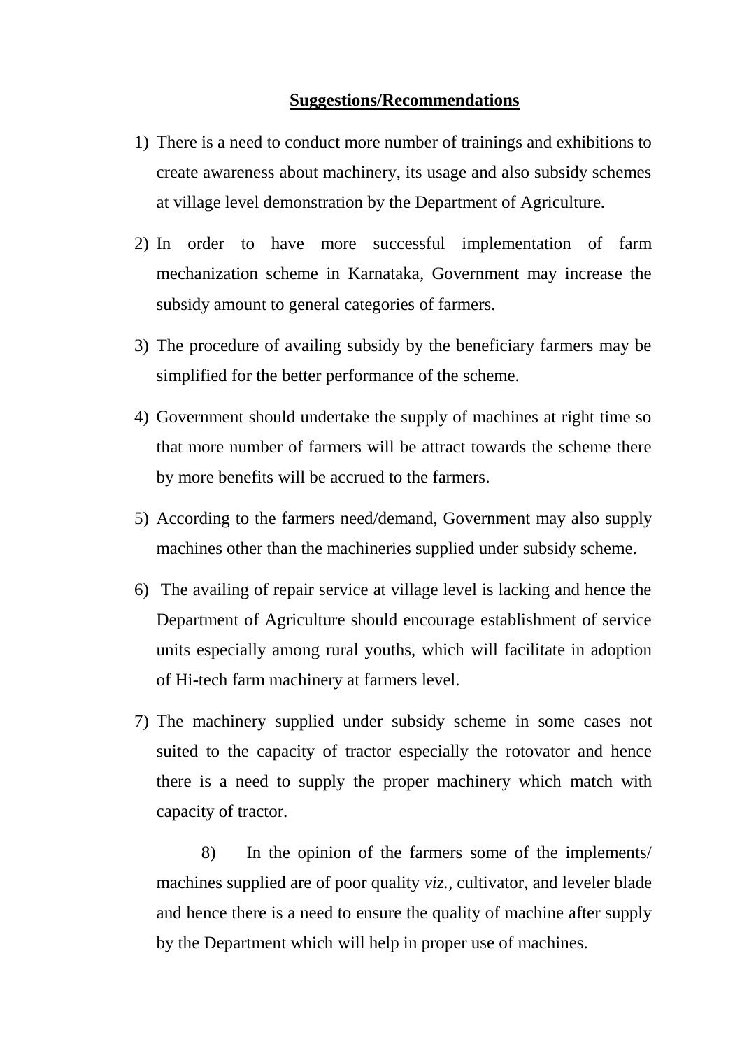**Suggestions/Recommendations**

1) There is a need to conduct more number of trainings and exhibitions to create awareness about machinery, its usage and also subsidy schemes at village level demonstration by the Department of Agriculture.

2) In order to have more successful implementation of farm mechanization scheme in Karnataka, Government may increase the subsidy amount to general categories of farmers.

3) The procedure of availing subsidy by the beneficiary farmers may be simplified for the better performance of the scheme.

4) Government should undertake the supply of machines at right time so that more number of farmers will be attract towards the scheme there by more benefits will be accrued to the farmers.

5) According to the farmers need/demand, Government may also supply machines other than the machineries supplied under subsidy scheme.

6) The availing of repair service at village level is lacking and hence the Department of Agriculture should encourage establishment of service units especially among rural youths, which will facilitate in adoption of Hi-tech farm machinery at farmers level.

7) The machinery supplied under subsidy scheme in some cases not suited to the capacity of tractor especially the rotovator and hence there is a need to supply the proper machinery which match with capacity of tractor.

8) In the opinion of the farmers some of the implements/ machines supplied are of poor quality *viz.,* cultivator, and leveler blade and hence there is a need to ensure the quality of machine after supply by the Department which will help in proper use of machines.